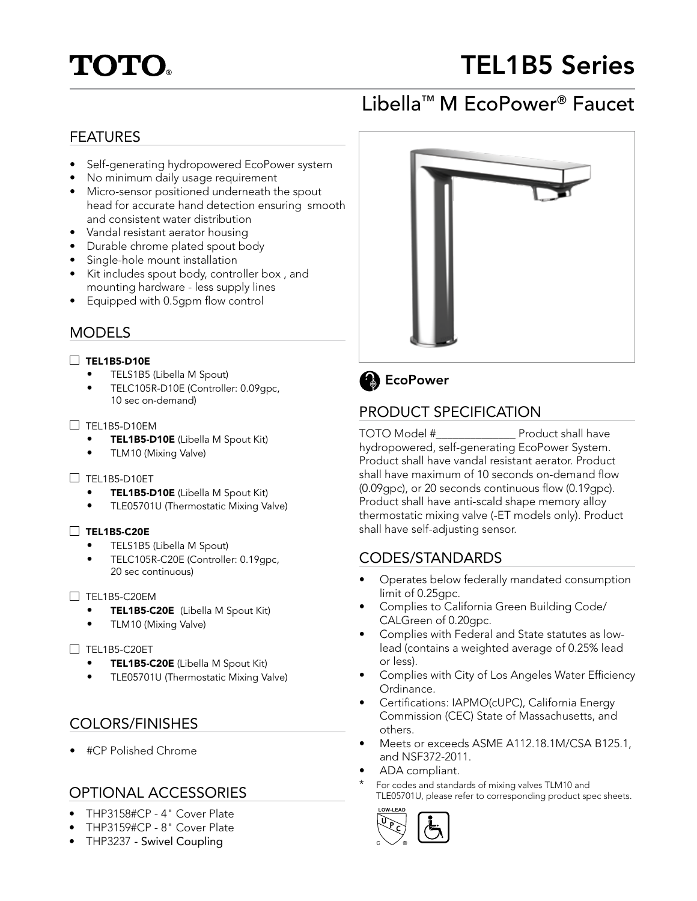# TOTO®

# TEL1B5 Series

## Libella™ M EcoPower® Faucet

## FEATURES

- Self-generating hydropowered EcoPower system
- No minimum daily usage requirement
- Micro-sensor positioned underneath the spout head for accurate hand detection ensuring smooth and consistent water distribution
- Vandal resistant aerator housing
- Durable chrome plated spout body
- Single-hole mount installation
- Kit includes spout body, controller box , and mounting hardware - less supply lines
- Equipped with 0.5gpm flow control

## MODELS

☐ **TEL1B5-D10E**
- TELS1B5 (Libella M Spout)
- TELC105R-D10E (Controller: 0.09gpc, 10 sec on-demand)

☐ TEL1B5-D10EM
- **TEL1B5-D10E** (Libella M Spout Kit)
- TLM10 (Mixing Valve)

☐ TEL1B5-D10ET
- **TEL1B5-D10E** (Libella M Spout Kit)
- TLE05701U (Thermostatic Mixing Valve)

☐ **TEL1B5-C20E**
- TELS1B5 (Libella M Spout)
- TELC105R-C20E (Controller: 0.19gpc, 20 sec continuous)

☐ TEL1B5-C20EM
- **TEL1B5-C20E** (Libella M Spout Kit)
- TLM10 (Mixing Valve)

☐ TEL1B5-C20ET
- **TEL1B5-C20E** (Libella M Spout Kit)
- TLE05701U (Thermostatic Mixing Valve)

## COLORS/FINISHES

- #CP Polished Chrome

## OPTIONAL ACCESSORIES

- THP3158#CP - 4" Cover Plate
- THP3159#CP - 8" Cover Plate
- THP3237 - Swivel Coupling

**EcoPower**

## PRODUCT SPECIFICATION

TOTO Model #______________ Product shall have hydropowered, self-generating EcoPower System. Product shall have vandal resistant aerator. Product shall have maximum of 10 seconds on-demand flow (0.09gpc), or 20 seconds continuous flow (0.19gpc). Product shall have anti-scald shape memory alloy thermostatic mixing valve (-ET models only). Product shall have self-adjusting sensor.

## CODES/STANDARDS

- Operates below federally mandated consumption limit of 0.25gpc.
- Complies to California Green Building Code/ CALGreen of 0.20gpc.
- Complies with Federal and State statutes as low-lead (contains a weighted average of 0.25% lead or less).
- Complies with City of Los Angeles Water Efficiency Ordinance.
- Certifications: IAPMO(cUPC), California Energy Commission (CEC) State of Massachusetts, and others.
- Meets or exceeds ASME A112.18.1M/CSA B125.1, and NSF372-2011.
- ADA compliant.

\* For codes and standards of mixing valves TLM10 and TLE05701U, please refer to corresponding product spec sheets.

LOW-LEAD UPC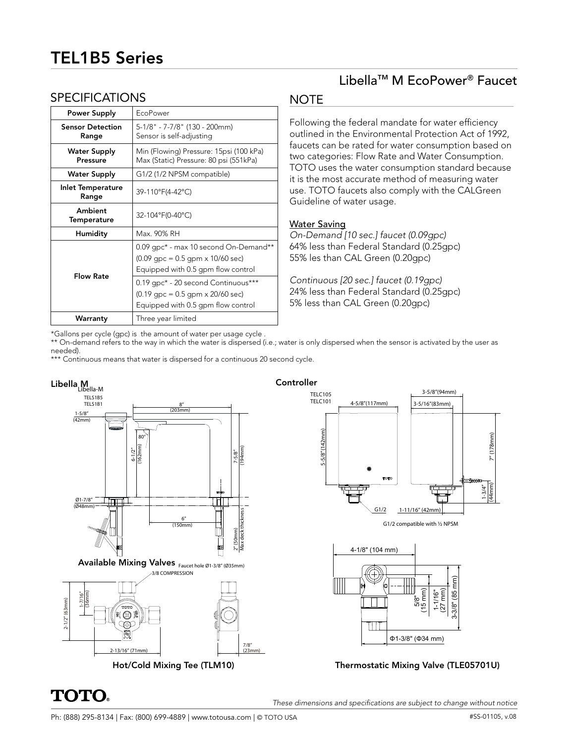# TEL1B5 Series

## Libella™ M EcoPower® Faucet

## SPECIFICATIONS

| | |
|---|---|
| **Power Supply** | EcoPower |
| **Sensor Detection Range** | 5-1/8" - 7-7/8" (130 - 200mm) Sensor is self-adjusting |
| **Water Supply Pressure** | Min (Flowing) Pressure: 15psi (100 kPa) Max (Static) Pressure: 80 psi (551kPa) |
| **Water Supply** | G1/2 (1/2 NPSM compatible) |
| **Inlet Temperature Range** | 39-110°F(4-42°C) |
| **Ambient Temperature** | 32-104°F(0-40°C) |
| **Humidity** | Max. 90% RH |
| **Flow Rate** | 0.09 gpc* - max 10 second On-Demand** (0.09 gpc = 0.5 gpm x 10/60 sec) Equipped with 0.5 gpm flow control |
| | 0.19 gpc* - 20 second Continuous*** (0.19 gpc = 0.5 gpm x 20/60 sec) Equipped with 0.5 gpm flow control |
| **Warranty** | Three year limited |

## NOTE

Following the federal mandate for water efficiency outlined in the Environmental Protection Act of 1992, faucets can be rated for water consumption based on two categories: Flow Rate and Water Consumption. TOTO uses the water consumption standard because it is the most accurate method of measuring water use. TOTO faucets also comply with the CALGreen Guideline of water usage.

Water Saving

*On-Demand [10 sec.] faucet (0.09gpc)*
64% less than Federal Standard (0.25gpc)
55% les than CAL Green (0.20gpc)

*Continuous [20 sec.] faucet (0.19gpc)*
24% less than Federal Standard (0.25gpc)
5% less than CAL Green (0.20gpc)

*Gallons per cycle (gpc) is the amount of water per usage cycle .
** On-demand refers to the way in which the water is dispersed (i.e.; water is only dispersed when the sensor is activated by the user as needed).
*** Continuous means that water is dispersed for a continuous 20 second cycle.

**Libella M**

Libella-M
TELS1B5
TELS1B1
1-5/8" (42mm)
8" (203mm)
80°
6-1/2" (162mm)
7-5/8" (194mm)
Ø1-7/8" (Ø48mm)
6" (150mm)
2" (50mm) Max deck thickness
Faucet hole Ø1-3/8" (Ø35mm)

**Controller**

TELC105
TELC101
4-5/8"(117mm)
3-5/8"(94mm)
3-5/16"(83mm)
5-5/8"(142mm)
7" (178mm)
1-3/4" (44mm)
G1/2
1-11/16" (42mm)
G1/2 compatible with ½ NPSM

**Available Mixing Valves**

3/8 COMPRESSION
1-7/16" (36mm)
2-1/2" (63mm)
2-13/16" (71mm)
7/8" (23mm)

**Hot/Cold Mixing Tee (TLM10)**

4-1/8" (104 mm)
5/8" (15 mm)
1-1/16" (27 mm)
3-3/8" (85 mm)
Φ1-3/8" (Φ34 mm)

**Thermostatic Mixing Valve (TLE05701U)**

TOTO®

*These dimensions and specifications are subject to change without notice*

Ph: (888) 295-8134 | Fax: (800) 699-4889 | www.totousa.com | © TOTO USA

#SS-01105, v.08